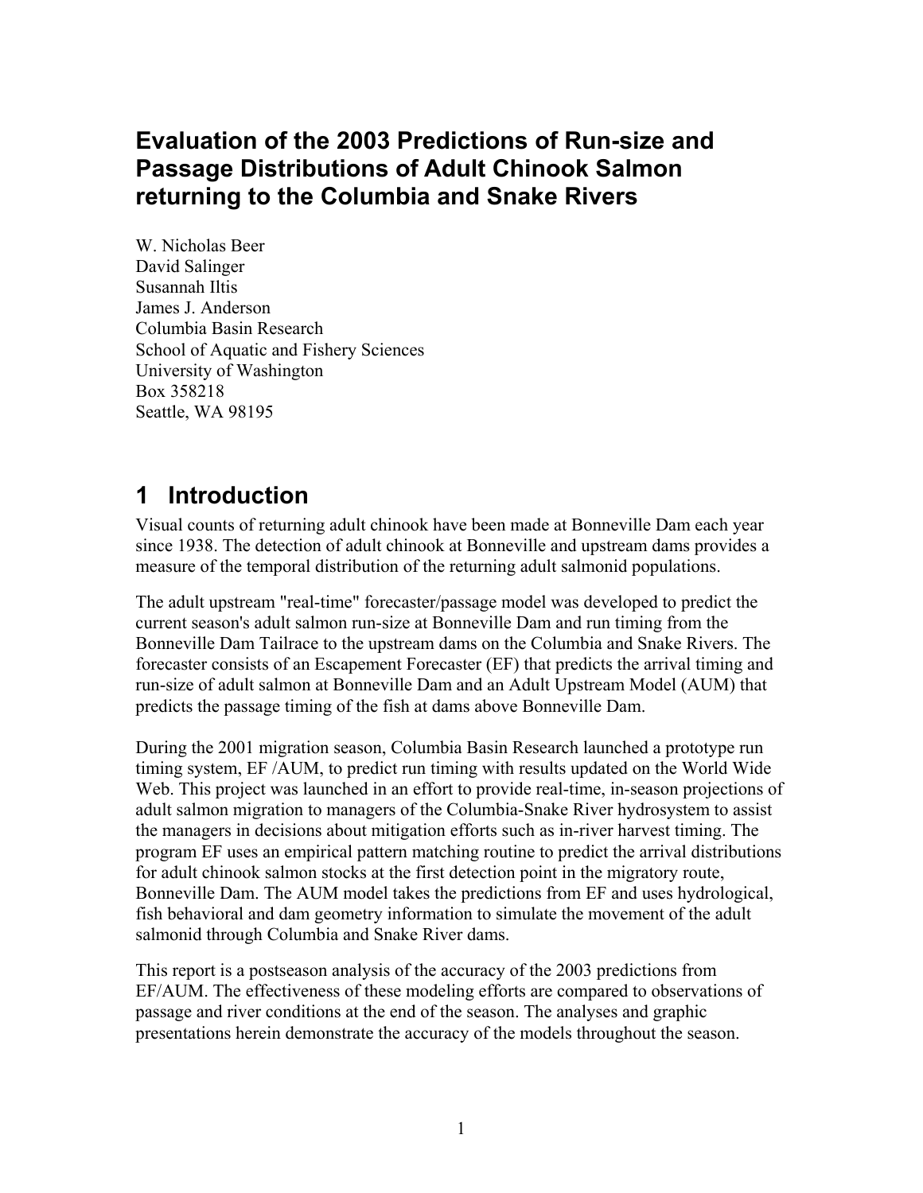# Evaluation of the 2003 Predictions of Run-size and Passage Distributions of Adult Chinook Salmon returning to the Columbia and Snake Rivers

W. Nicholas Beer
David Salinger
Susannah Iltis
James J. Anderson
Columbia Basin Research
School of Aquatic and Fishery Sciences
University of Washington
Box 358218
Seattle, WA 98195

## 1 Introduction

Visual counts of returning adult chinook have been made at Bonneville Dam each year since 1938. The detection of adult chinook at Bonneville and upstream dams provides a measure of the temporal distribution of the returning adult salmonid populations.

The adult upstream "real-time" forecaster/passage model was developed to predict the current season's adult salmon run-size at Bonneville Dam and run timing from the Bonneville Dam Tailrace to the upstream dams on the Columbia and Snake Rivers. The forecaster consists of an Escapement Forecaster (EF) that predicts the arrival timing and run-size of adult salmon at Bonneville Dam and an Adult Upstream Model (AUM) that predicts the passage timing of the fish at dams above Bonneville Dam.

During the 2001 migration season, Columbia Basin Research launched a prototype run timing system, EF /AUM, to predict run timing with results updated on the World Wide Web. This project was launched in an effort to provide real-time, in-season projections of adult salmon migration to managers of the Columbia-Snake River hydrosystem to assist the managers in decisions about mitigation efforts such as in-river harvest timing. The program EF uses an empirical pattern matching routine to predict the arrival distributions for adult chinook salmon stocks at the first detection point in the migratory route, Bonneville Dam. The AUM model takes the predictions from EF and uses hydrological, fish behavioral and dam geometry information to simulate the movement of the adult salmonid through Columbia and Snake River dams.

This report is a postseason analysis of the accuracy of the 2003 predictions from EF/AUM. The effectiveness of these modeling efforts are compared to observations of passage and river conditions at the end of the season. The analyses and graphic presentations herein demonstrate the accuracy of the models throughout the season.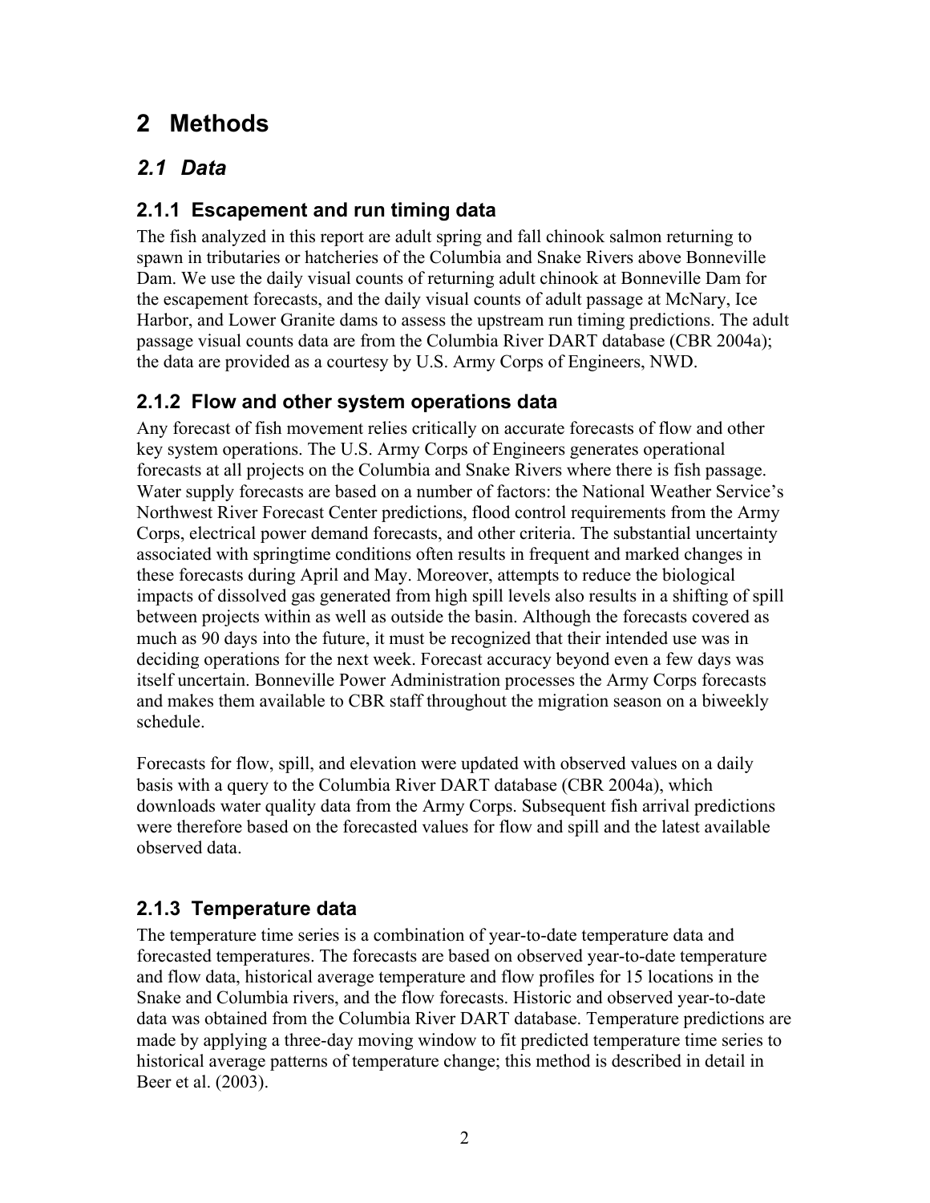# 2 Methods

## *2.1 Data*

### 2.1.1 Escapement and run timing data

The fish analyzed in this report are adult spring and fall chinook salmon returning to spawn in tributaries or hatcheries of the Columbia and Snake Rivers above Bonneville Dam. We use the daily visual counts of returning adult chinook at Bonneville Dam for the escapement forecasts, and the daily visual counts of adult passage at McNary, Ice Harbor, and Lower Granite dams to assess the upstream run timing predictions. The adult passage visual counts data are from the Columbia River DART database (CBR 2004a); the data are provided as a courtesy by U.S. Army Corps of Engineers, NWD.

### 2.1.2 Flow and other system operations data

Any forecast of fish movement relies critically on accurate forecasts of flow and other key system operations. The U.S. Army Corps of Engineers generates operational forecasts at all projects on the Columbia and Snake Rivers where there is fish passage. Water supply forecasts are based on a number of factors: the National Weather Service's Northwest River Forecast Center predictions, flood control requirements from the Army Corps, electrical power demand forecasts, and other criteria. The substantial uncertainty associated with springtime conditions often results in frequent and marked changes in these forecasts during April and May. Moreover, attempts to reduce the biological impacts of dissolved gas generated from high spill levels also results in a shifting of spill between projects within as well as outside the basin. Although the forecasts covered as much as 90 days into the future, it must be recognized that their intended use was in deciding operations for the next week. Forecast accuracy beyond even a few days was itself uncertain. Bonneville Power Administration processes the Army Corps forecasts and makes them available to CBR staff throughout the migration season on a biweekly schedule.

Forecasts for flow, spill, and elevation were updated with observed values on a daily basis with a query to the Columbia River DART database (CBR 2004a), which downloads water quality data from the Army Corps. Subsequent fish arrival predictions were therefore based on the forecasted values for flow and spill and the latest available observed data.

### 2.1.3 Temperature data

The temperature time series is a combination of year-to-date temperature data and forecasted temperatures. The forecasts are based on observed year-to-date temperature and flow data, historical average temperature and flow profiles for 15 locations in the Snake and Columbia rivers, and the flow forecasts. Historic and observed year-to-date data was obtained from the Columbia River DART database. Temperature predictions are made by applying a three-day moving window to fit predicted temperature time series to historical average patterns of temperature change; this method is described in detail in Beer et al. (2003).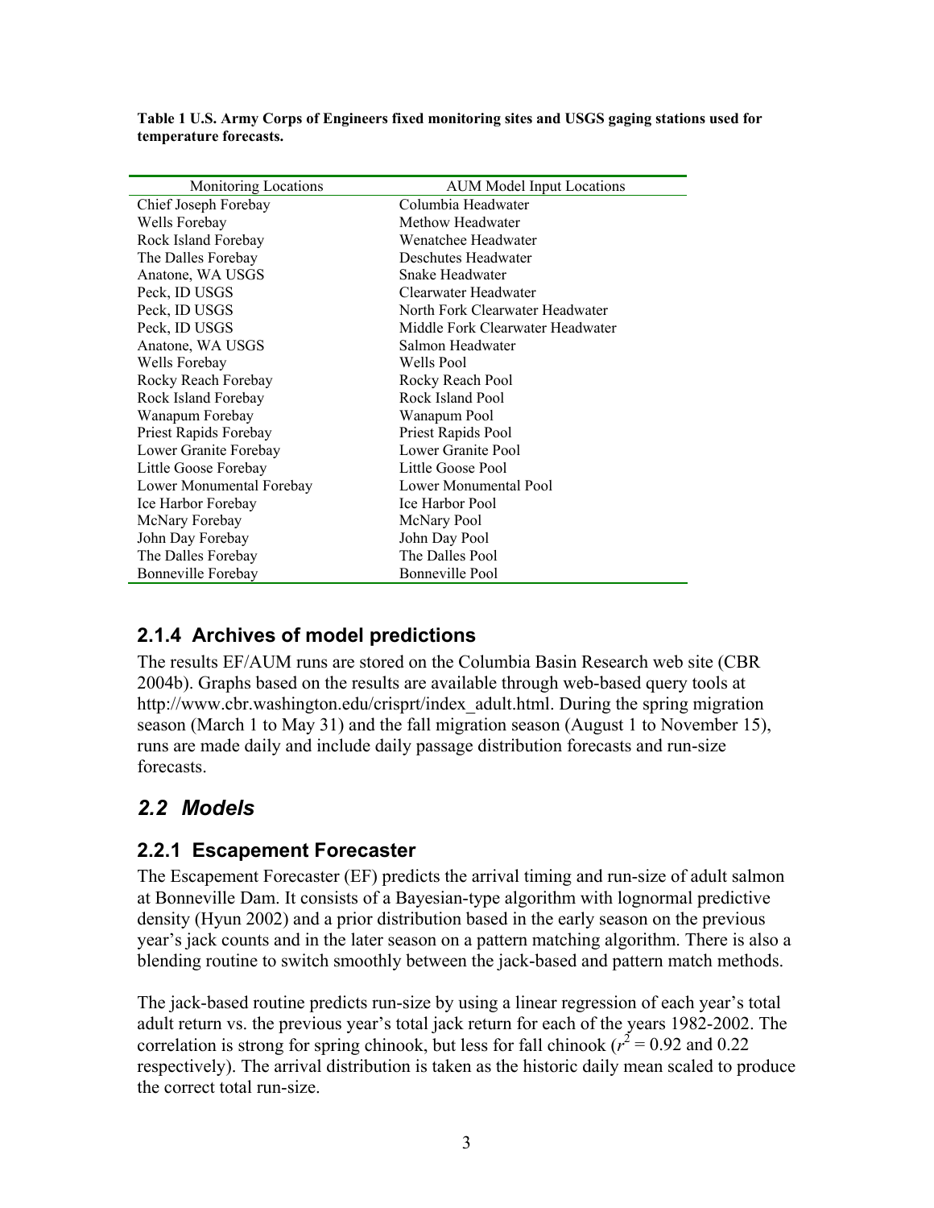**Table 1 U.S. Army Corps of Engineers fixed monitoring sites and USGS gaging stations used for temperature forecasts.**

| Monitoring Locations | AUM Model Input Locations |
|---|---|
| Chief Joseph Forebay | Columbia Headwater |
| Wells Forebay | Methow Headwater |
| Rock Island Forebay | Wenatchee Headwater |
| The Dalles Forebay | Deschutes Headwater |
| Anatone, WA USGS | Snake Headwater |
| Peck, ID USGS | Clearwater Headwater |
| Peck, ID USGS | North Fork Clearwater Headwater |
| Peck, ID USGS | Middle Fork Clearwater Headwater |
| Anatone, WA USGS | Salmon Headwater |
| Wells Forebay | Wells Pool |
| Rocky Reach Forebay | Rocky Reach Pool |
| Rock Island Forebay | Rock Island Pool |
| Wanapum Forebay | Wanapum Pool |
| Priest Rapids Forebay | Priest Rapids Pool |
| Lower Granite Forebay | Lower Granite Pool |
| Little Goose Forebay | Little Goose Pool |
| Lower Monumental Forebay | Lower Monumental Pool |
| Ice Harbor Forebay | Ice Harbor Pool |
| McNary Forebay | McNary Pool |
| John Day Forebay | John Day Pool |
| The Dalles Forebay | The Dalles Pool |
| Bonneville Forebay | Bonneville Pool |

### 2.1.4 Archives of model predictions

The results EF/AUM runs are stored on the Columbia Basin Research web site (CBR 2004b). Graphs based on the results are available through web-based query tools at http://www.cbr.washington.edu/crisprt/index_adult.html. During the spring migration season (March 1 to May 31) and the fall migration season (August 1 to November 15), runs are made daily and include daily passage distribution forecasts and run-size forecasts.

## *2.2 Models*

### 2.2.1 Escapement Forecaster

The Escapement Forecaster (EF) predicts the arrival timing and run-size of adult salmon at Bonneville Dam. It consists of a Bayesian-type algorithm with lognormal predictive density (Hyun 2002) and a prior distribution based in the early season on the previous year's jack counts and in the later season on a pattern matching algorithm. There is also a blending routine to switch smoothly between the jack-based and pattern match methods.

The jack-based routine predicts run-size by using a linear regression of each year's total adult return vs. the previous year's total jack return for each of the years 1982-2002. The correlation is strong for spring chinook, but less for fall chinook ($r^2 = 0.92$ and 0.22 respectively). The arrival distribution is taken as the historic daily mean scaled to produce the correct total run-size.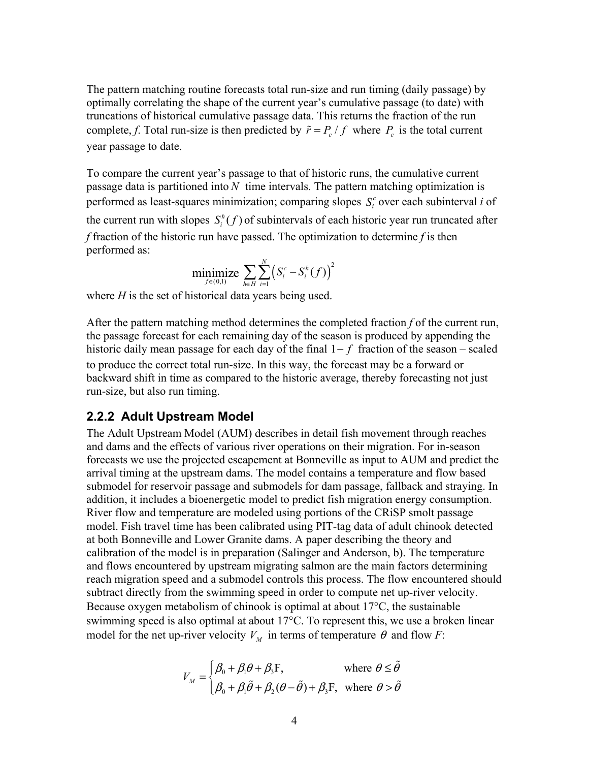The pattern matching routine forecasts total run-size and run timing (daily passage) by optimally correlating the shape of the current year's cumulative passage (to date) with truncations of historical cumulative passage data. This returns the fraction of the run complete, *f*. Total run-size is then predicted by $\tilde{r} = P_c / f$ where $P_c$ is the total current year passage to date.

To compare the current year's passage to that of historic runs, the cumulative current passage data is partitioned into $N$ time intervals. The pattern matching optimization is performed as least-squares minimization; comparing slopes $S_i^c$ over each subinterval *i* of the current run with slopes $S_i^h(f)$ of subintervals of each historic year run truncated after *f* fraction of the historic run have passed. The optimization to determine *f* is then performed as:

$$\underset{f \in (0,1)}{\text{minimize}} \sum_{h \in H} \sum_{i=1}^{N} \left( S_i^c - S_i^h(f) \right)^2$$

where *H* is the set of historical data years being used.

After the pattern matching method determines the completed fraction *f* of the current run, the passage forecast for each remaining day of the season is produced by appending the historic daily mean passage for each day of the final $1-f$ fraction of the season – scaled to produce the correct total run-size. In this way, the forecast may be a forward or backward shift in time as compared to the historic average, thereby forecasting not just run-size, but also run timing.

### 2.2.2 Adult Upstream Model

The Adult Upstream Model (AUM) describes in detail fish movement through reaches and dams and the effects of various river operations on their migration. For in-season forecasts we use the projected escapement at Bonneville as input to AUM and predict the arrival timing at the upstream dams. The model contains a temperature and flow based submodel for reservoir passage and submodels for dam passage, fallback and straying. In addition, it includes a bioenergetic model to predict fish migration energy consumption. River flow and temperature are modeled using portions of the CRiSP smolt passage model. Fish travel time has been calibrated using PIT-tag data of adult chinook detected at both Bonneville and Lower Granite dams. A paper describing the theory and calibration of the model is in preparation (Salinger and Anderson, b). The temperature and flows encountered by upstream migrating salmon are the main factors determining reach migration speed and a submodel controls this process. The flow encountered should subtract directly from the swimming speed in order to compute net up-river velocity. Because oxygen metabolism of chinook is optimal at about 17°C, the sustainable swimming speed is also optimal at about 17°C. To represent this, we use a broken linear model for the net up-river velocity $V_M$ in terms of temperature $\theta$ and flow *F*:

$$V_M = \begin{cases} \beta_0 + \beta_1 \theta + \beta_3 \text{F}, & \text{where } \theta \le \tilde{\theta} \\ \beta_0 + \beta_1 \tilde{\theta} + \beta_2 (\theta - \tilde{\theta}) + \beta_3 \text{F}, & \text{where } \theta > \tilde{\theta} \end{cases}$$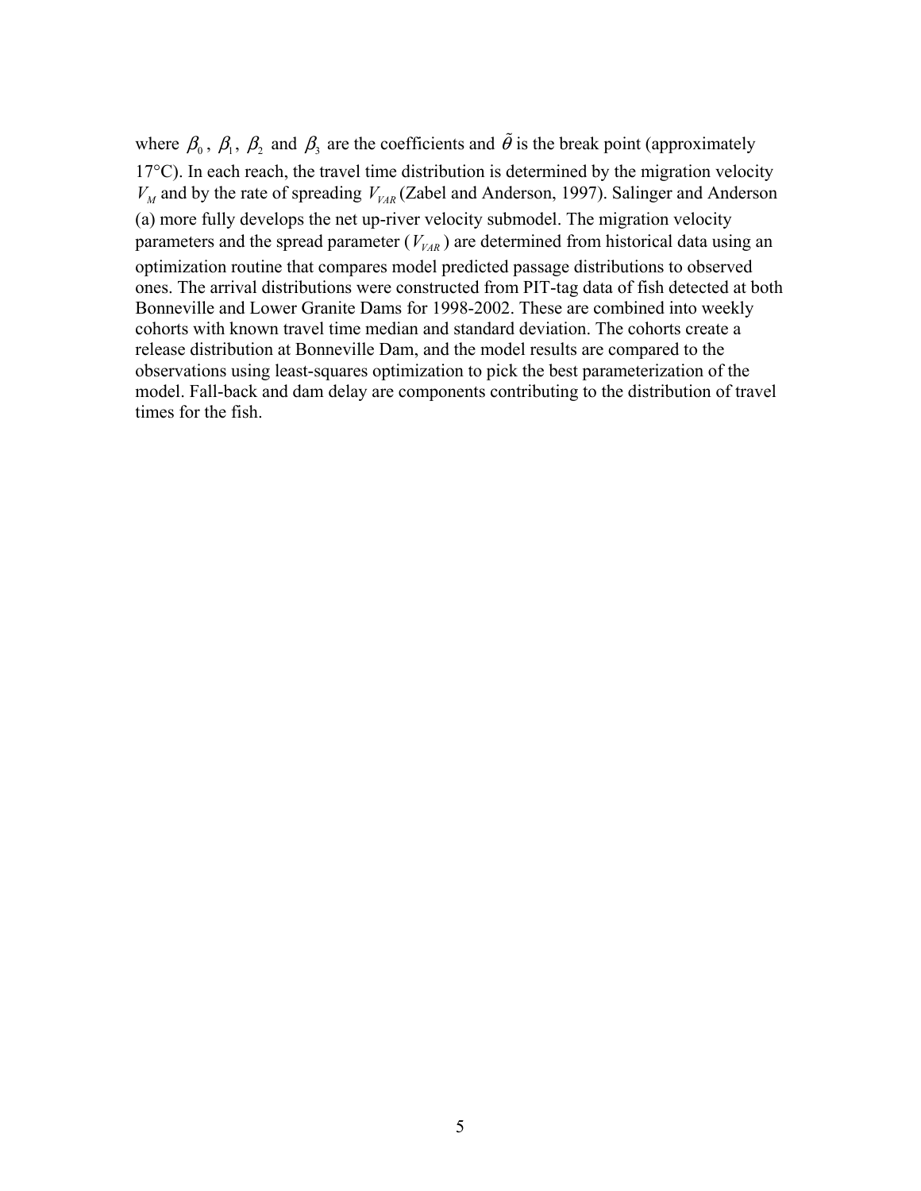where $\beta_0$, $\beta_1$, $\beta_2$ and $\beta_3$ are the coefficients and $\tilde{\theta}$ is the break point (approximately 17°C). In each reach, the travel time distribution is determined by the migration velocity $V_M$ and by the rate of spreading $V_{VAR}$ (Zabel and Anderson, 1997). Salinger and Anderson (a) more fully develops the net up-river velocity submodel. The migration velocity parameters and the spread parameter ($V_{VAR}$) are determined from historical data using an optimization routine that compares model predicted passage distributions to observed ones. The arrival distributions were constructed from PIT-tag data of fish detected at both Bonneville and Lower Granite Dams for 1998-2002. These are combined into weekly cohorts with known travel time median and standard deviation. The cohorts create a release distribution at Bonneville Dam, and the model results are compared to the observations using least-squares optimization to pick the best parameterization of the model. Fall-back and dam delay are components contributing to the distribution of travel times for the fish.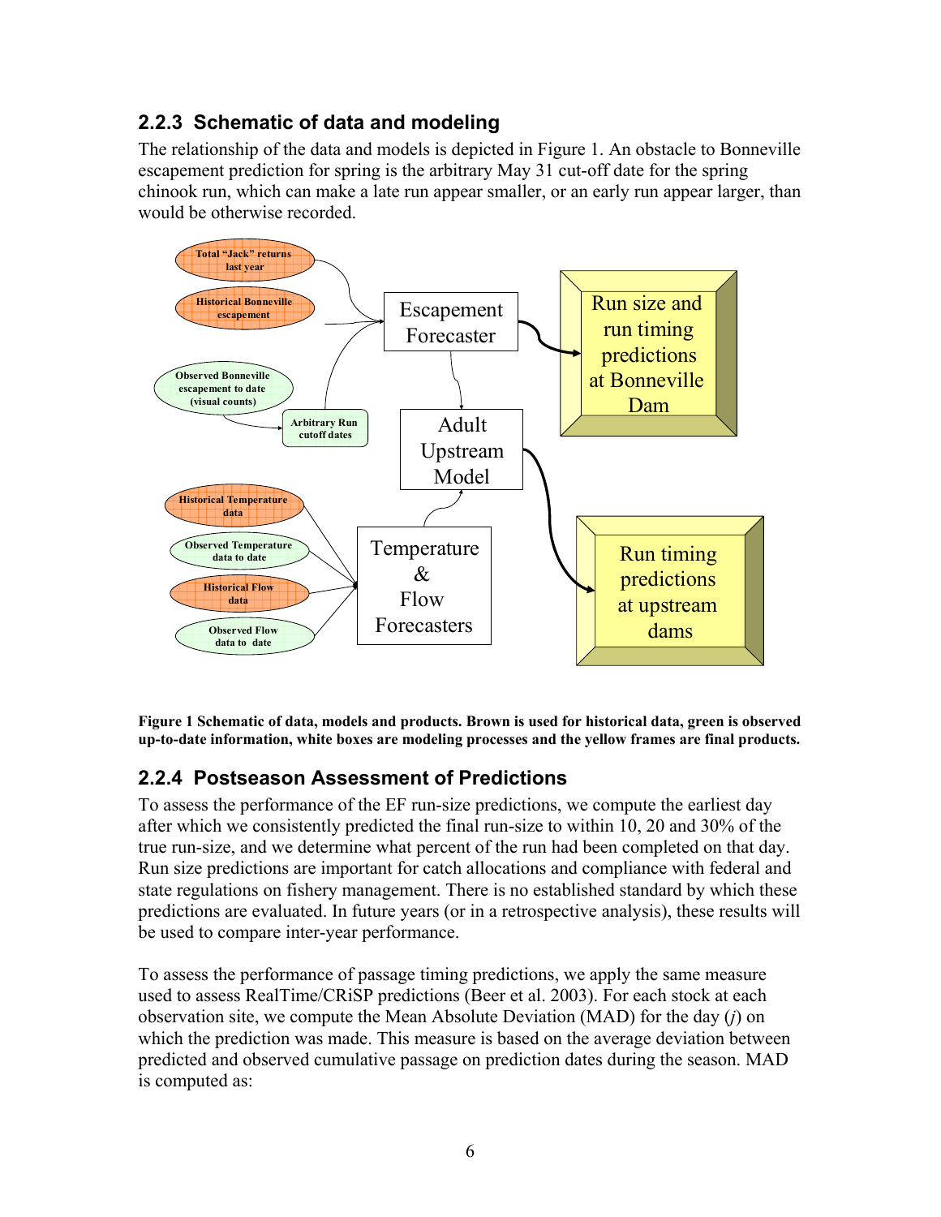### 2.2.3 Schematic of data and modeling

The relationship of the data and models is depicted in Figure 1. An obstacle to Bonneville escapement prediction for spring is the arbitrary May 31 cut-off date for the spring chinook run, which can make a late run appear smaller, or an early run appear larger, than would be otherwise recorded.

**Figure 1 Schematic of data, models and products. Brown is used for historical data, green is observed up-to-date information, white boxes are modeling processes and the yellow frames are final products.**

### 2.2.4 Postseason Assessment of Predictions

To assess the performance of the EF run-size predictions, we compute the earliest day after which we consistently predicted the final run-size to within 10, 20 and 30% of the true run-size, and we determine what percent of the run had been completed on that day. Run size predictions are important for catch allocations and compliance with federal and state regulations on fishery management. There is no established standard by which these predictions are evaluated. In future years (or in a retrospective analysis), these results will be used to compare inter-year performance.

To assess the performance of passage timing predictions, we apply the same measure used to assess RealTime/CRiSP predictions (Beer et al. 2003). For each stock at each observation site, we compute the Mean Absolute Deviation (MAD) for the day ($j$) on which the prediction was made. This measure is based on the average deviation between predicted and observed cumulative passage on prediction dates during the season. MAD is computed as: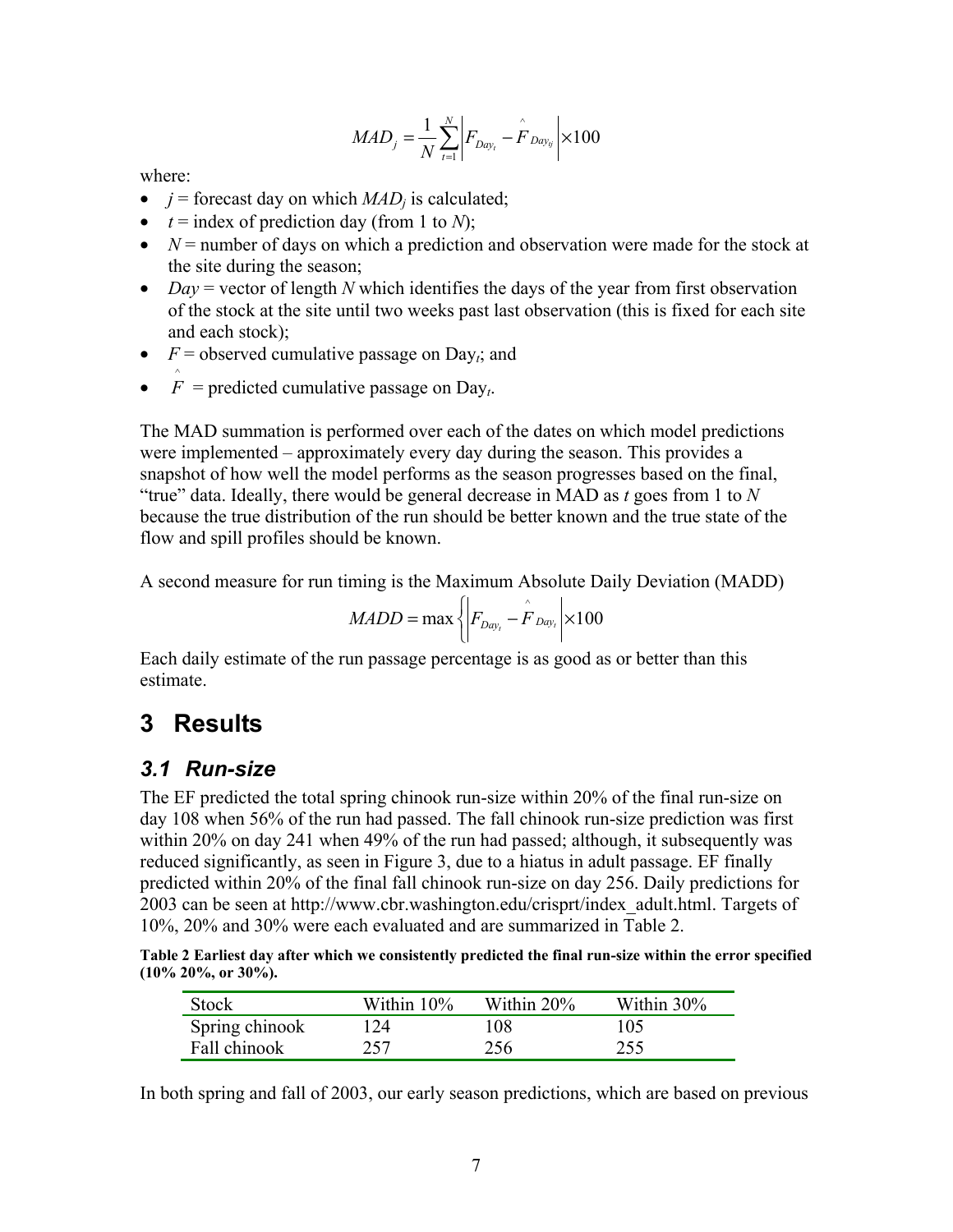$$MAD_j = \frac{1}{N}\sum_{t=1}^{N}\left|F_{Day_t} - \hat{F}_{Day_{tj}}\right| \times 100$$

where:

- $j$ = forecast day on which $MAD_j$ is calculated;
- $t$ = index of prediction day (from 1 to $N$);
- $N$ = number of days on which a prediction and observation were made for the stock at the site during the season;
- $Day$ = vector of length $N$ which identifies the days of the year from first observation of the stock at the site until two weeks past last observation (this is fixed for each site and each stock);
- $F$ = observed cumulative passage on $Day_t$; and
- $\hat{F}$ = predicted cumulative passage on $Day_t$.

The MAD summation is performed over each of the dates on which model predictions were implemented – approximately every day during the season. This provides a snapshot of how well the model performs as the season progresses based on the final, "true" data. Ideally, there would be general decrease in MAD as $t$ goes from 1 to $N$ because the true distribution of the run should be better known and the true state of the flow and spill profiles should be known.

A second measure for run timing is the Maximum Absolute Daily Deviation (MADD)

$$MADD = \max\left\{\left|F_{Day_t} - \hat{F}_{Day_t}\right| \times 100\right.$$

Each daily estimate of the run passage percentage is as good as or better than this estimate.

# 3 Results

## 3.1 Run-size

The EF predicted the total spring chinook run-size within 20% of the final run-size on day 108 when 56% of the run had passed. The fall chinook run-size prediction was first within 20% on day 241 when 49% of the run had passed; although, it subsequently was reduced significantly, as seen in Figure 3, due to a hiatus in adult passage. EF finally predicted within 20% of the final fall chinook run-size on day 256. Daily predictions for 2003 can be seen at http://www.cbr.washington.edu/crisprt/index_adult.html. Targets of 10%, 20% and 30% were each evaluated and are summarized in Table 2.

**Table 2 Earliest day after which we consistently predicted the final run-size within the error specified (10% 20%, or 30%).**

| Stock | Within 10% | Within 20% | Within 30% |
|---|---|---|---|
| Spring chinook | 124 | 108 | 105 |
| Fall chinook | 257 | 256 | 255 |

In both spring and fall of 2003, our early season predictions, which are based on previous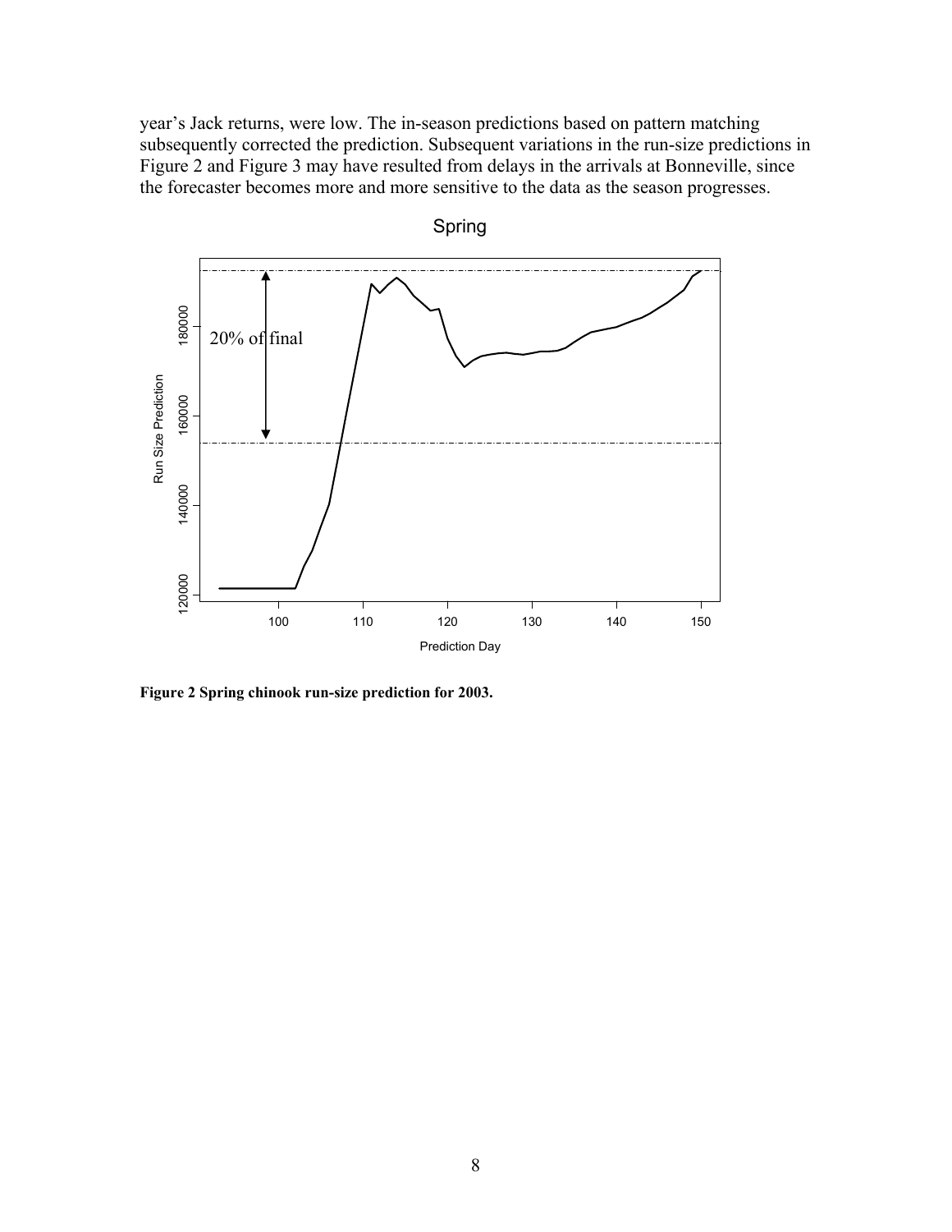year's Jack returns, were low. The in-season predictions based on pattern matching subsequently corrected the prediction. Subsequent variations in the run-size predictions in Figure 2 and Figure 3 may have resulted from delays in the arrivals at Bonneville, since the forecaster becomes more and more sensitive to the data as the season progresses.

**Figure 2 Spring chinook run-size prediction for 2003.**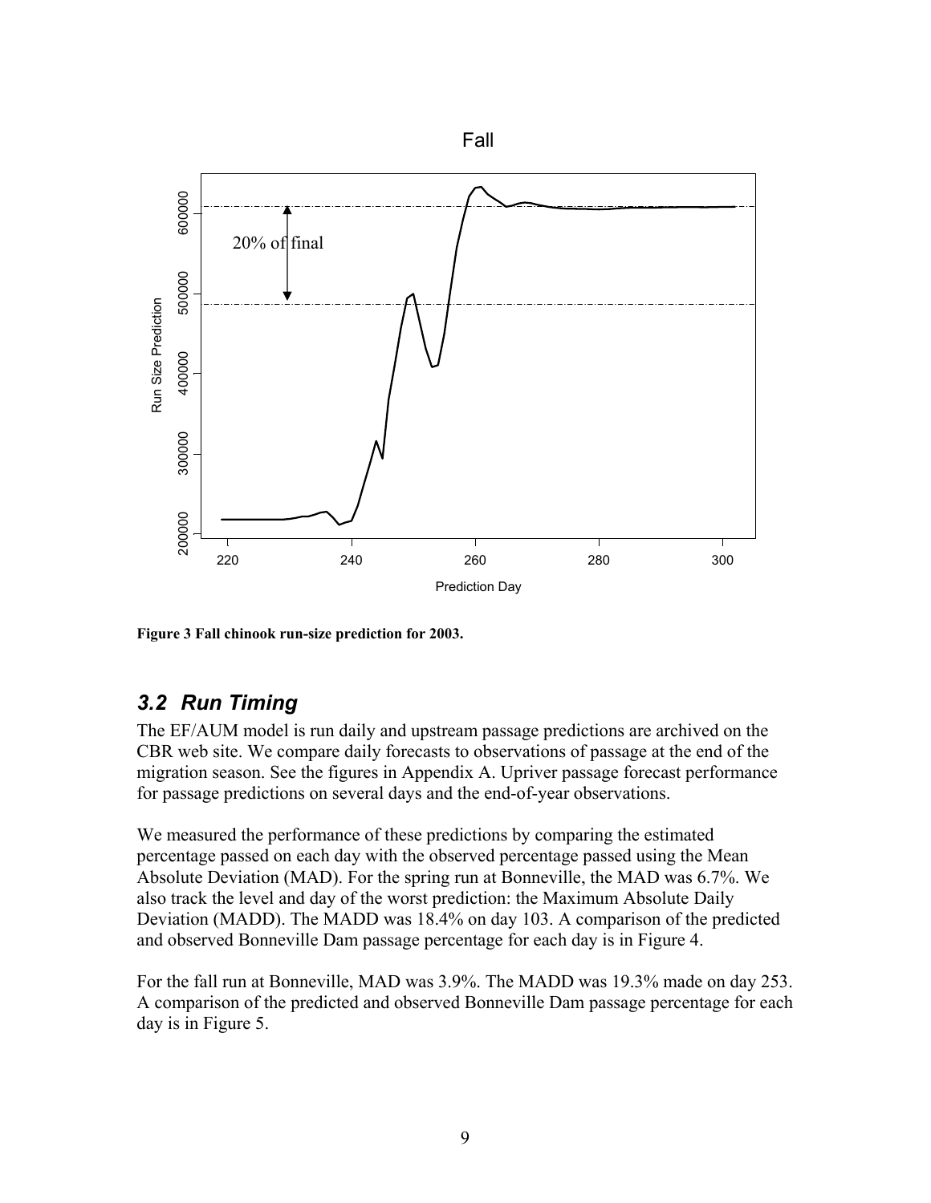Figure 3 Fall chinook run-size prediction for 2003.

## 3.2 Run Timing

The EF/AUM model is run daily and upstream passage predictions are archived on the CBR web site. We compare daily forecasts to observations of passage at the end of the migration season. See the figures in Appendix A. Upriver passage forecast performance for passage predictions on several days and the end-of-year observations.

We measured the performance of these predictions by comparing the estimated percentage passed on each day with the observed percentage passed using the Mean Absolute Deviation (MAD). For the spring run at Bonneville, the MAD was 6.7%. We also track the level and day of the worst prediction: the Maximum Absolute Daily Deviation (MADD). The MADD was 18.4% on day 103. A comparison of the predicted and observed Bonneville Dam passage percentage for each day is in Figure 4.

For the fall run at Bonneville, MAD was 3.9%. The MADD was 19.3% made on day 253. A comparison of the predicted and observed Bonneville Dam passage percentage for each day is in Figure 5.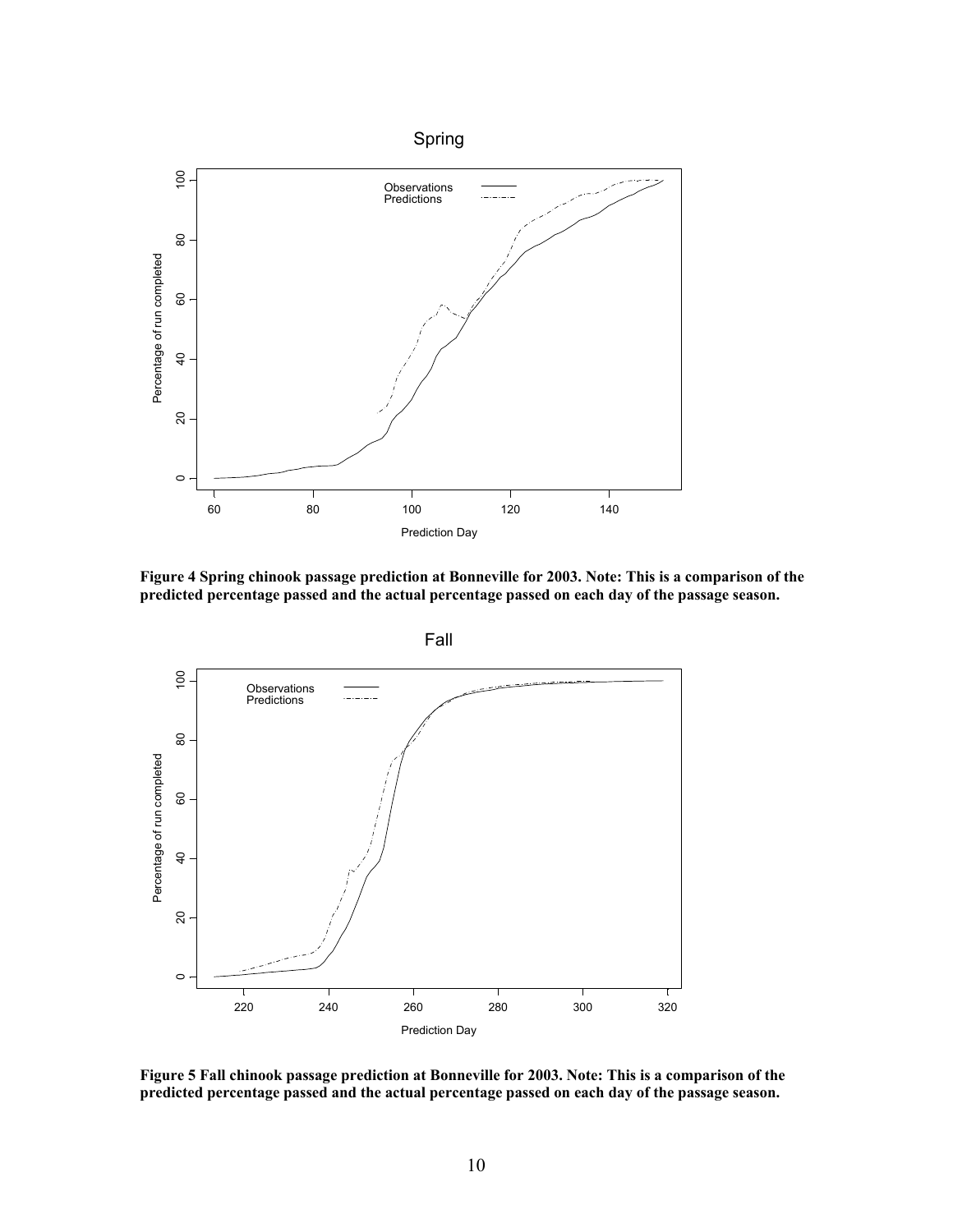**Figure 4 Spring chinook passage prediction at Bonneville for 2003. Note: This is a comparison of the predicted percentage passed and the actual percentage passed on each day of the passage season.**

**Figure 5 Fall chinook passage prediction at Bonneville for 2003. Note: This is a comparison of the predicted percentage passed and the actual percentage passed on each day of the passage season.**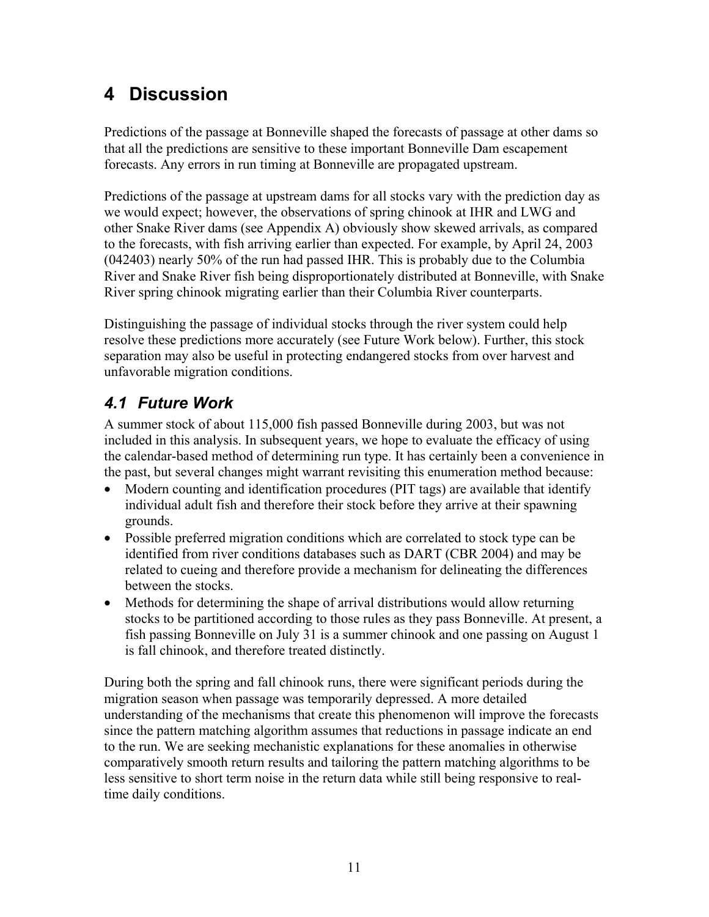# 4 Discussion

Predictions of the passage at Bonneville shaped the forecasts of passage at other dams so that all the predictions are sensitive to these important Bonneville Dam escapement forecasts. Any errors in run timing at Bonneville are propagated upstream.

Predictions of the passage at upstream dams for all stocks vary with the prediction day as we would expect; however, the observations of spring chinook at IHR and LWG and other Snake River dams (see Appendix A) obviously show skewed arrivals, as compared to the forecasts, with fish arriving earlier than expected. For example, by April 24, 2003 (042403) nearly 50% of the run had passed IHR. This is probably due to the Columbia River and Snake River fish being disproportionately distributed at Bonneville, with Snake River spring chinook migrating earlier than their Columbia River counterparts.

Distinguishing the passage of individual stocks through the river system could help resolve these predictions more accurately (see Future Work below). Further, this stock separation may also be useful in protecting endangered stocks from over harvest and unfavorable migration conditions.

## *4.1 Future Work*

A summer stock of about 115,000 fish passed Bonneville during 2003, but was not included in this analysis. In subsequent years, we hope to evaluate the efficacy of using the calendar-based method of determining run type. It has certainly been a convenience in the past, but several changes might warrant revisiting this enumeration method because:

- Modern counting and identification procedures (PIT tags) are available that identify individual adult fish and therefore their stock before they arrive at their spawning grounds.
- Possible preferred migration conditions which are correlated to stock type can be identified from river conditions databases such as DART (CBR 2004) and may be related to cueing and therefore provide a mechanism for delineating the differences between the stocks.
- Methods for determining the shape of arrival distributions would allow returning stocks to be partitioned according to those rules as they pass Bonneville. At present, a fish passing Bonneville on July 31 is a summer chinook and one passing on August 1 is fall chinook, and therefore treated distinctly.

During both the spring and fall chinook runs, there were significant periods during the migration season when passage was temporarily depressed. A more detailed understanding of the mechanisms that create this phenomenon will improve the forecasts since the pattern matching algorithm assumes that reductions in passage indicate an end to the run. We are seeking mechanistic explanations for these anomalies in otherwise comparatively smooth return results and tailoring the pattern matching algorithms to be less sensitive to short term noise in the return data while still being responsive to real-time daily conditions.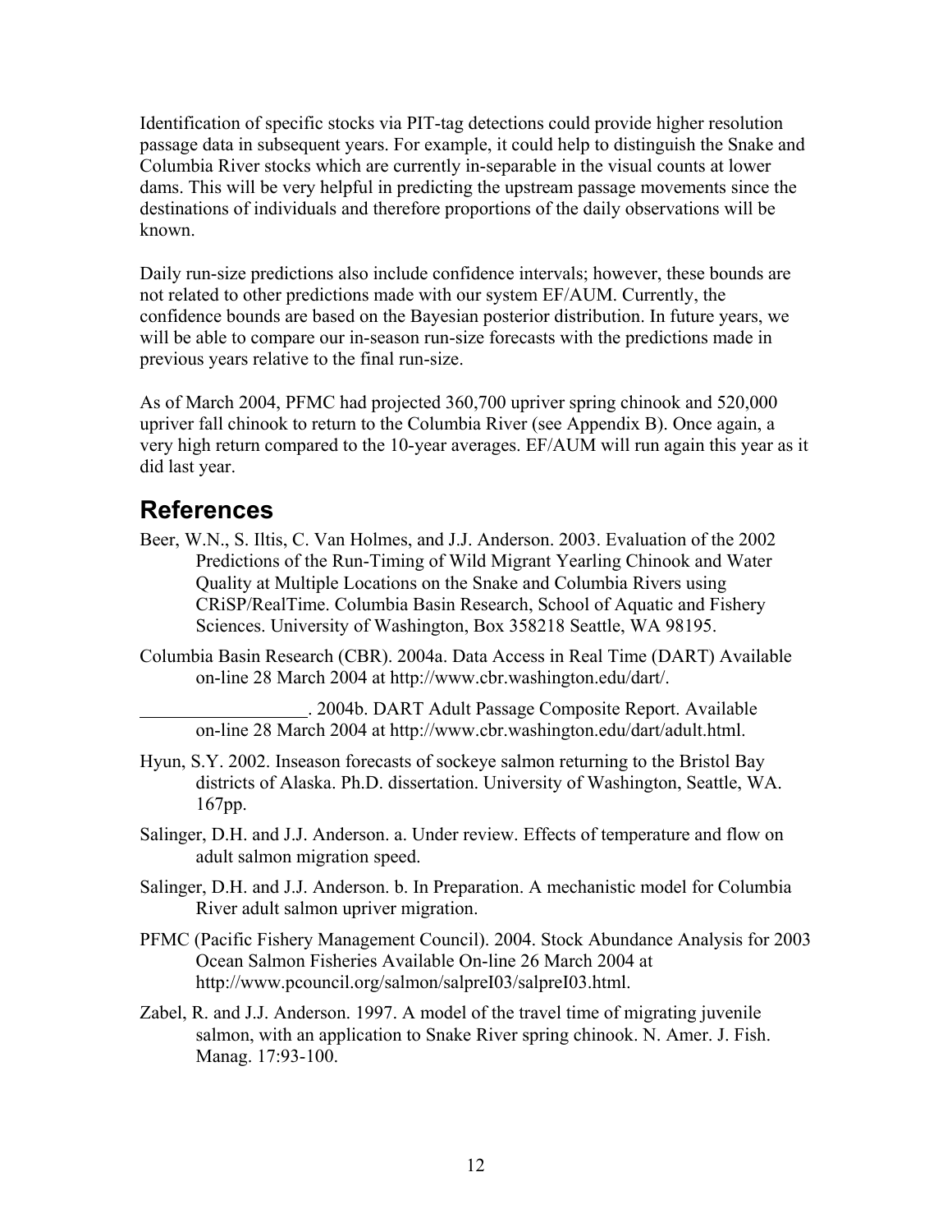Identification of specific stocks via PIT-tag detections could provide higher resolution passage data in subsequent years. For example, it could help to distinguish the Snake and Columbia River stocks which are currently in-separable in the visual counts at lower dams. This will be very helpful in predicting the upstream passage movements since the destinations of individuals and therefore proportions of the daily observations will be known.

Daily run-size predictions also include confidence intervals; however, these bounds are not related to other predictions made with our system EF/AUM. Currently, the confidence bounds are based on the Bayesian posterior distribution. In future years, we will be able to compare our in-season run-size forecasts with the predictions made in previous years relative to the final run-size.

As of March 2004, PFMC had projected 360,700 upriver spring chinook and 520,000 upriver fall chinook to return to the Columbia River (see Appendix B). Once again, a very high return compared to the 10-year averages. EF/AUM will run again this year as it did last year.

# References

Beer, W.N., S. Iltis, C. Van Holmes, and J.J. Anderson. 2003. Evaluation of the 2002 Predictions of the Run-Timing of Wild Migrant Yearling Chinook and Water Quality at Multiple Locations on the Snake and Columbia Rivers using CRiSP/RealTime. Columbia Basin Research, School of Aquatic and Fishery Sciences. University of Washington, Box 358218 Seattle, WA 98195.

Columbia Basin Research (CBR). 2004a. Data Access in Real Time (DART) Available on-line 28 March 2004 at http://www.cbr.washington.edu/dart/.

__________________. 2004b. DART Adult Passage Composite Report. Available on-line 28 March 2004 at http://www.cbr.washington.edu/dart/adult.html.

Hyun, S.Y. 2002. Inseason forecasts of sockeye salmon returning to the Bristol Bay districts of Alaska. Ph.D. dissertation. University of Washington, Seattle, WA. 167pp.

Salinger, D.H. and J.J. Anderson. a. Under review. Effects of temperature and flow on adult salmon migration speed.

Salinger, D.H. and J.J. Anderson. b. In Preparation. A mechanistic model for Columbia River adult salmon upriver migration.

PFMC (Pacific Fishery Management Council). 2004. Stock Abundance Analysis for 2003 Ocean Salmon Fisheries Available On-line 26 March 2004 at http://www.pcouncil.org/salmon/salpreI03/salpreI03.html.

Zabel, R. and J.J. Anderson. 1997. A model of the travel time of migrating juvenile salmon, with an application to Snake River spring chinook. N. Amer. J. Fish. Manag. 17:93-100.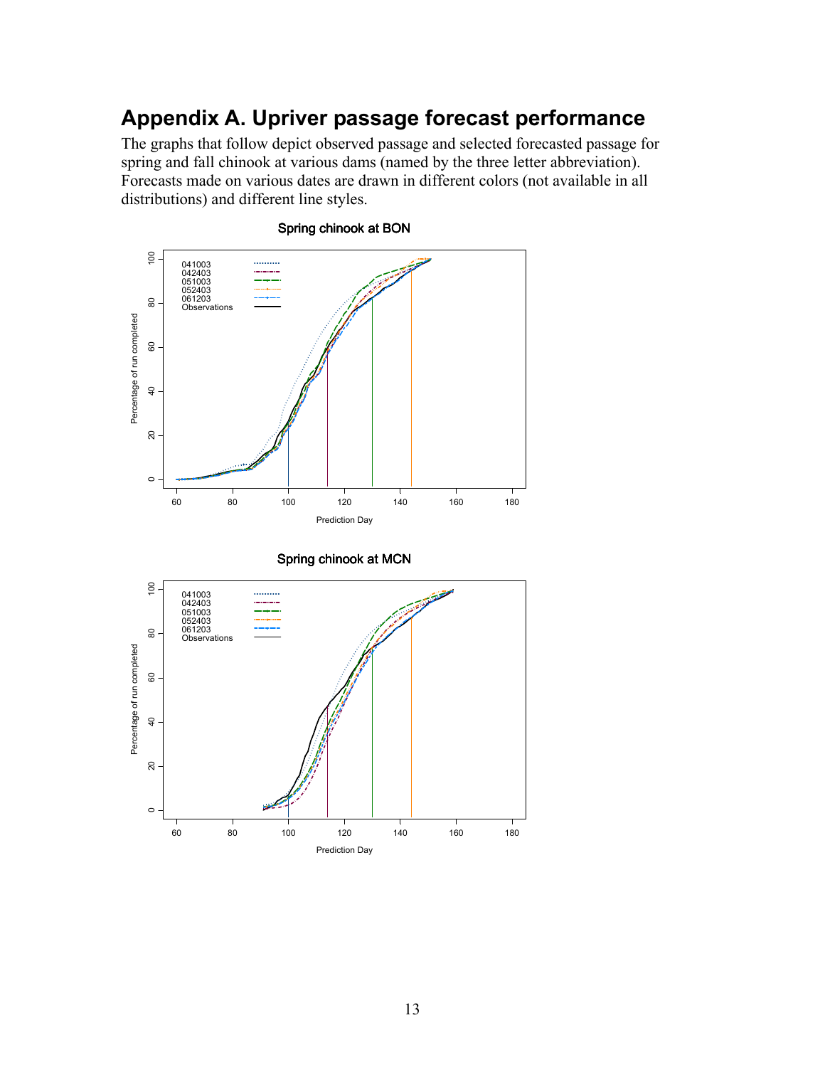# Appendix A. Upriver passage forecast performance

The graphs that follow depict observed passage and selected forecasted passage for spring and fall chinook at various dams (named by the three letter abbreviation). Forecasts made on various dates are drawn in different colors (not available in all distributions) and different line styles.

Spring chinook at BON

Spring chinook at MCN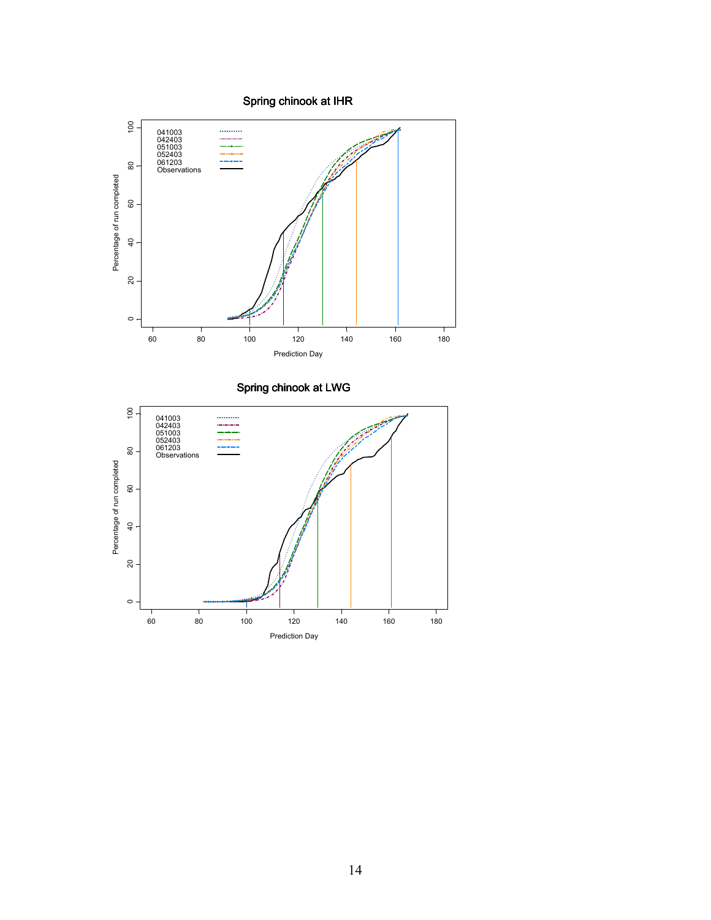## Spring chinook at IHR

| | |
|---|---|
| 041003 | |
| 042403 | |
| 051003 | |
| 052403 | |
| 061203 | |
| Observations | |

Percentage of run completed

Prediction Day

## Spring chinook at LWG

| | |
|---|---|
| 041003 | |
| 042403 | |
| 051003 | |
| 052403 | |
| 061203 | |
| Observations | |

Percentage of run completed

Prediction Day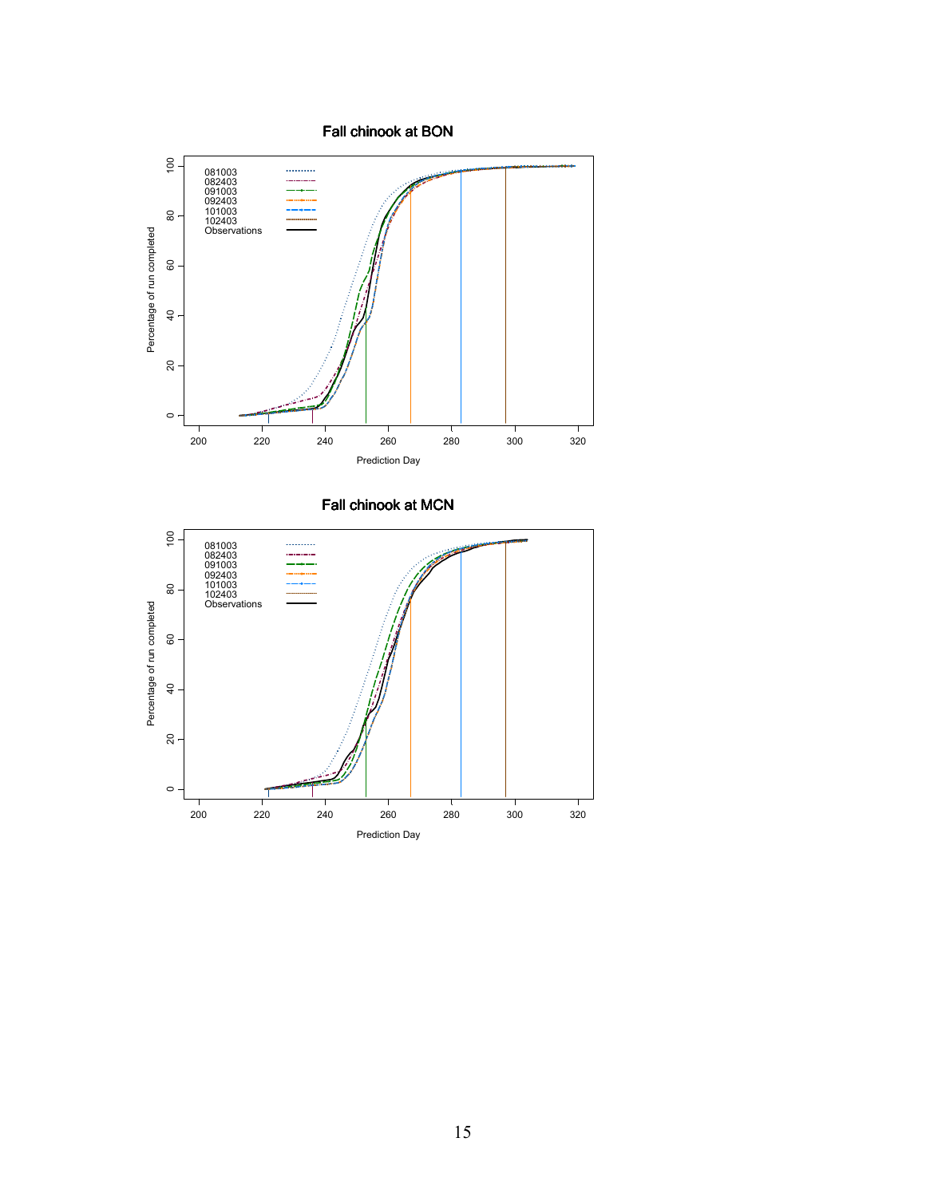## Fall chinook at BON

Percentage of run completed

| Legend | |
|---|---|
| 081003 | |
| 082403 | |
| 091003 | |
| 092403 | |
| 101003 | |
| 102403 | |
| Observations | |

Prediction Day

## Fall chinook at MCN

Percentage of run completed

| Legend | |
|---|---|
| 081003 | |
| 082403 | |
| 091003 | |
| 092403 | |
| 101003 | |
| 102403 | |
| Observations | |

Prediction Day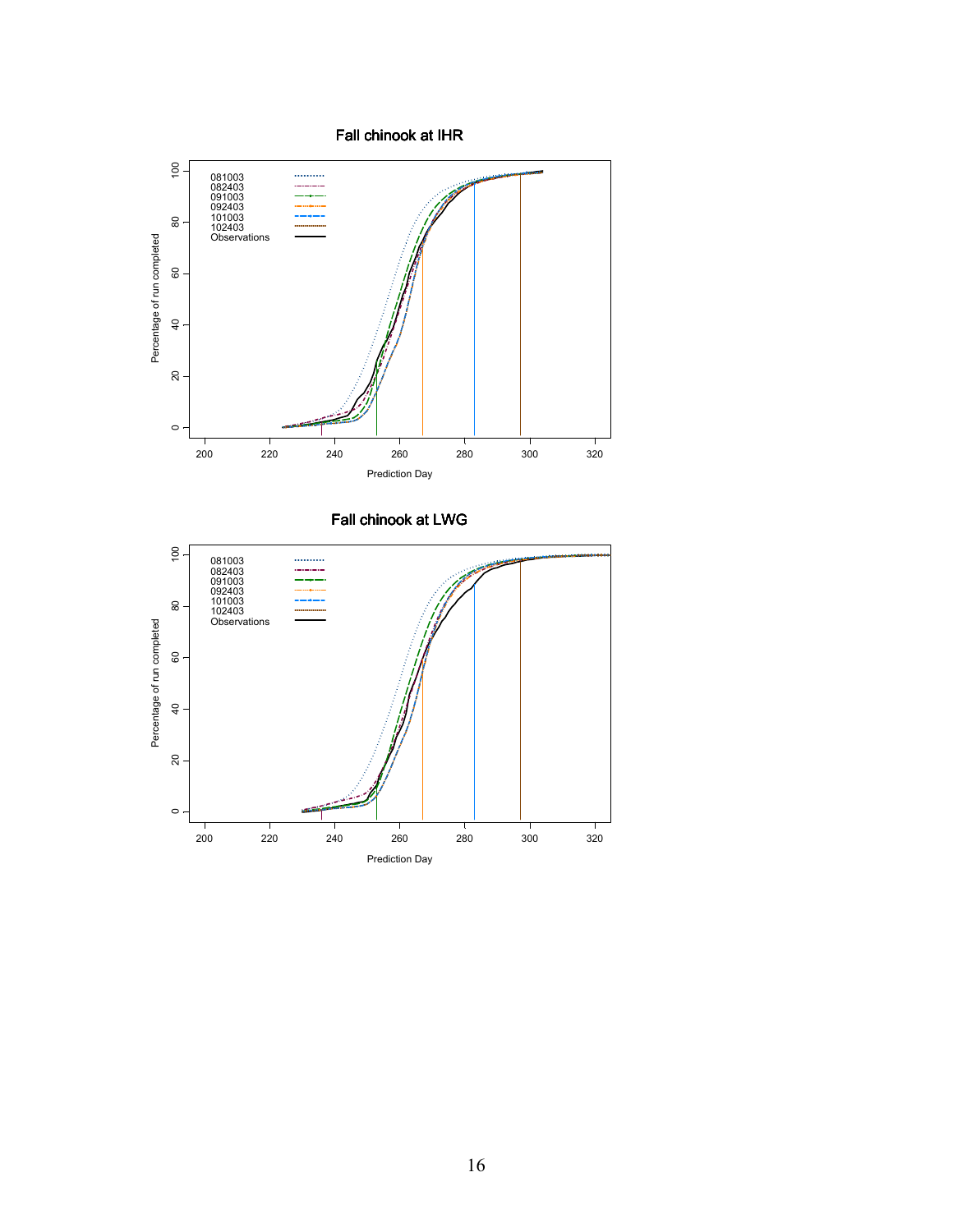## Fall chinook at IHR

| | |
|---|---|
| 081003 | ⋯⋯⋯ |
| 082403 | –·–·– |
| 091003 | –+–+– |
| 092403 | –··–··– |
| 101003 | – – – |
| 102403 | ········ |
| Observations | ——— |

Percentage of run completed (0–100) vs. Prediction Day (200–320)

## Fall chinook at LWG

| | |
|---|---|
| 081003 | ⋯⋯⋯ |
| 082403 | –·–·– |
| 091003 | – – – |
| 092403 | –+–+– |
| 101003 | – – – |
| 102403 | ········ |
| Observations | ——— |

Percentage of run completed (0–100) vs. Prediction Day (200–320)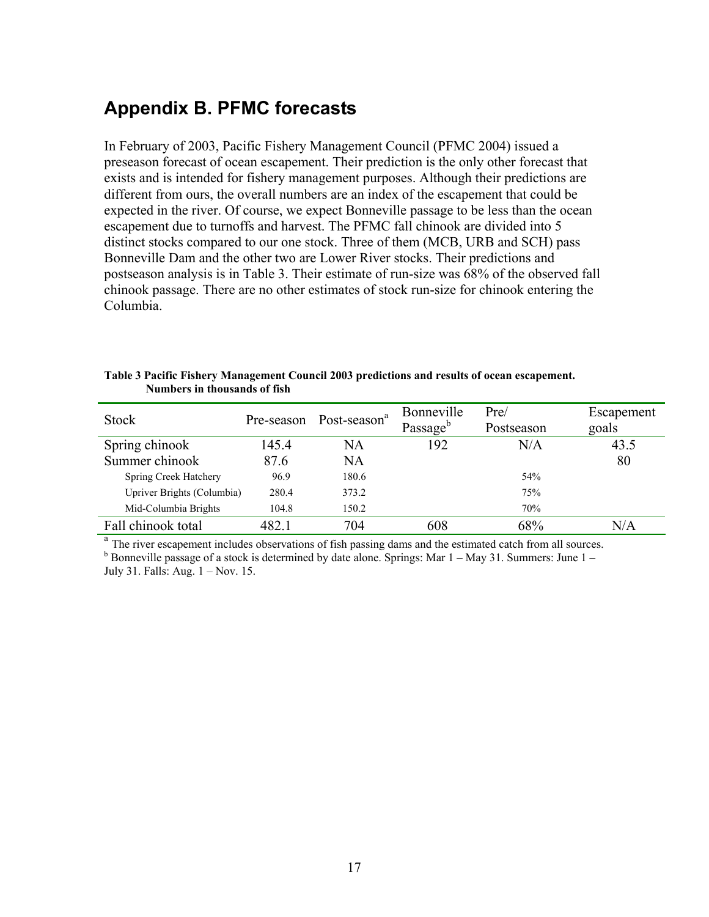## Appendix B. PFMC forecasts

In February of 2003, Pacific Fishery Management Council (PFMC 2004) issued a preseason forecast of ocean escapement. Their prediction is the only other forecast that exists and is intended for fishery management purposes. Although their predictions are different from ours, the overall numbers are an index of the escapement that could be expected in the river. Of course, we expect Bonneville passage to be less than the ocean escapement due to turnoffs and harvest. The PFMC fall chinook are divided into 5 distinct stocks compared to our one stock. Three of them (MCB, URB and SCH) pass Bonneville Dam and the other two are Lower River stocks. Their predictions and postseason analysis is in Table 3. Their estimate of run-size was 68% of the observed fall chinook passage. There are no other estimates of stock run-size for chinook entering the Columbia.

**Table 3 Pacific Fishery Management Council 2003 predictions and results of ocean escapement. Numbers in thousands of fish**

| Stock | Pre-season | Post-season[a] | Bonneville Passage[b] | Pre/ Postseason | Escapement goals |
|---|---|---|---|---|---|
| Spring chinook | 145.4 | NA | 192 | N/A | 43.5 |
| Summer chinook | 87.6 | NA | | | 80 |
| Spring Creek Hatchery | 96.9 | 180.6 | | 54% | |
| Upriver Brights (Columbia) | 280.4 | 373.2 | | 75% | |
| Mid-Columbia Brights | 104.8 | 150.2 | | 70% | |
| Fall chinook total | 482.1 | 704 | 608 | 68% | N/A |

[a] The river escapement includes observations of fish passing dams and the estimated catch from all sources.
[b] Bonneville passage of a stock is determined by date alone. Springs: Mar 1 – May 31. Summers: June 1 – July 31. Falls: Aug. 1 – Nov. 15.